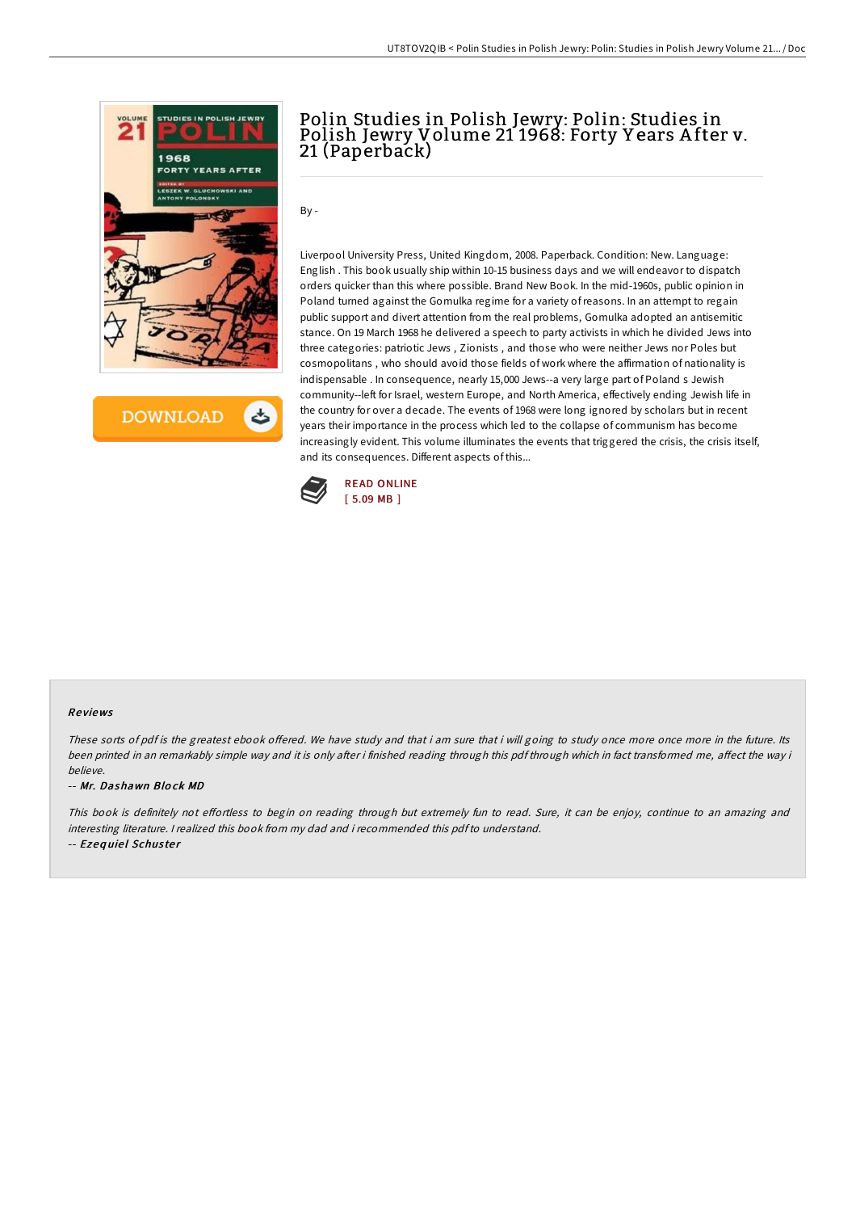# Polin Studies in Polish Jewry: Polin: Studies in Polish Jewry Volume 21 1968: Forty Years After v. 21 (Paperback)

By -

Liverpool University Press, United Kingdom, 2008. Paperback. Condition: New. Language: English . This book usually ship within 10-15 business days and we will endeavor to dispatch orders quicker than this where possible. Brand New Book. In the mid-1960s, public opinion in Poland turned against the Gomulka regime for a variety of reasons. In an attempt to regain public support and divert attention from the real problems, Gomulka adopted an antisemitic stance. On 19 March 1968 he delivered a speech to party activists in which he divided Jews into three categories: patriotic Jews , Zionists , and those who were neither Jews nor Poles but cosmopolitans , who should avoid those fields of work where the affirmation of nationality is indispensable . In consequence, nearly 15,000 Jews--a very large part of Poland s Jewish community--left for Israel, western Europe, and North America, effectively ending Jewish life in the country for over a decade. The events of 1968 were long ignored by scholars but in recent years their importance in the process which led to the collapse of communism has become increasingly evident. This volume illuminates the events that triggered the crisis, the crisis itself, and its consequences. Different aspects of this...

READ ONLINE
[ 5.09 MB ]

### Reviews

*These sorts of pdf is the greatest ebook offered. We have study and that i am sure that i will going to study once more once more in the future. Its been printed in an remarkably simple way and it is only after i finished reading through this pdf through which in fact transformed me, affect the way i believe.*

-- *Mr. Dashawn Block MD*

*This book is definitely not effortless to begin on reading through but extremely fun to read. Sure, it can be enjoy, continue to an amazing and interesting literature. I realized this book from my dad and i recommended this pdf to understand.*

-- *Ezequiel Schuster*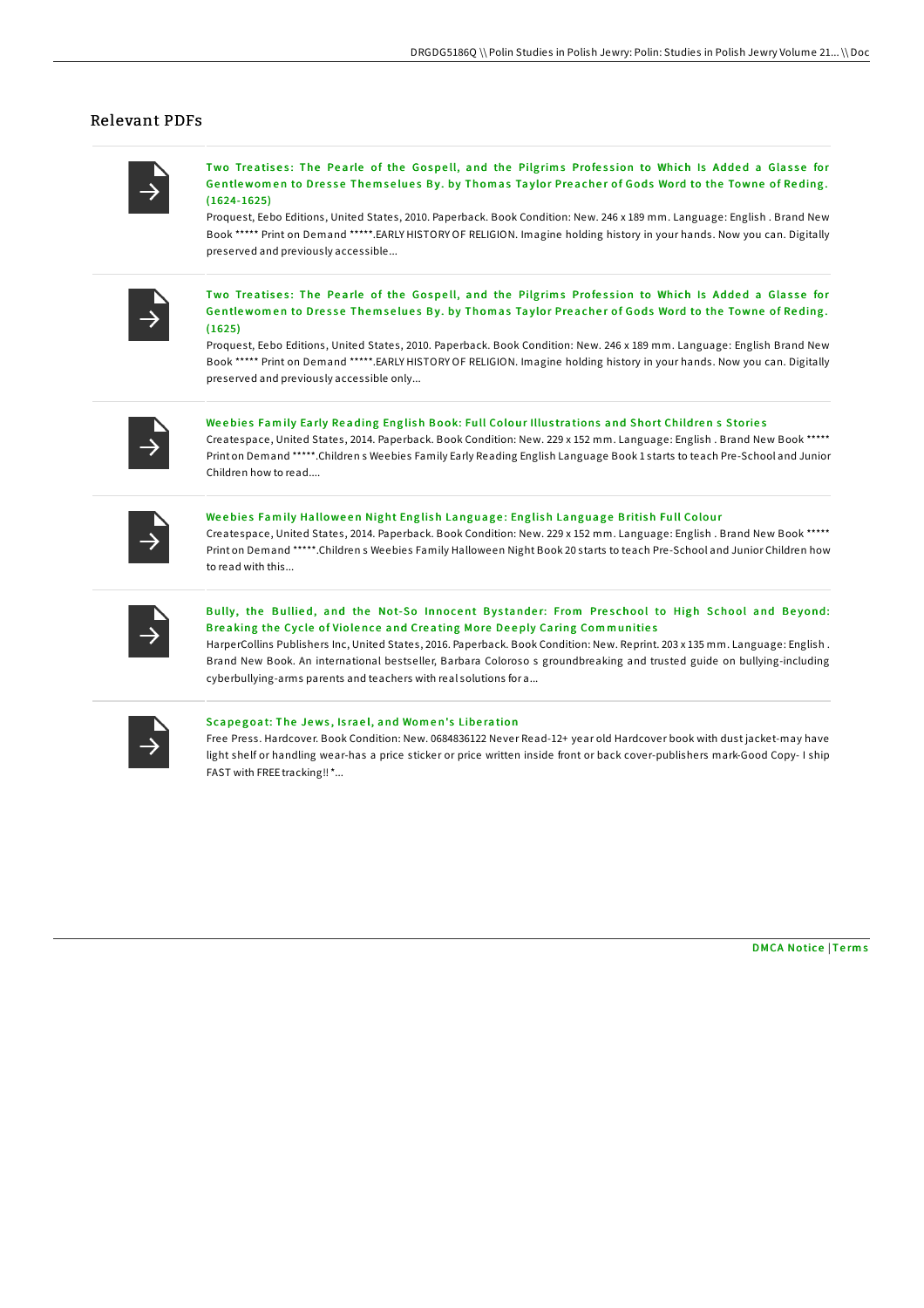## Relevant PDFs

**Two Treatises: The Pearle of the Gospell, and the Pilgrims Profession to Which Is Added a Glasse for Gentlewomen to Dresse Themselues By. by Thomas Taylor Preacher of Gods Word to the Towne of Reding. (1624-1625)**

Proquest, Eebo Editions, United States, 2010. Paperback. Book Condition: New. 246 x 189 mm. Language: English . Brand New Book ***** Print on Demand *****.EARLY HISTORY OF RELIGION. Imagine holding history in your hands. Now you can. Digitally preserved and previously accessible...

**Two Treatises: The Pearle of the Gospell, and the Pilgrims Profession to Which Is Added a Glasse for Gentlewomen to Dresse Themselues By. by Thomas Taylor Preacher of Gods Word to the Towne of Reding. (1625)**

Proquest, Eebo Editions, United States, 2010. Paperback. Book Condition: New. 246 x 189 mm. Language: English Brand New Book ***** Print on Demand *****.EARLY HISTORY OF RELIGION. Imagine holding history in your hands. Now you can. Digitally preserved and previously accessible only...

**Weebies Family Early Reading English Book: Full Colour Illustrations and Short Children s Stories**

Createspace, United States, 2014. Paperback. Book Condition: New. 229 x 152 mm. Language: English . Brand New Book ***** Print on Demand *****.Children s Weebies Family Early Reading English Language Book 1 starts to teach Pre-School and Junior Children how to read....

**Weebies Family Halloween Night English Language: English Language British Full Colour**

Createspace, United States, 2014. Paperback. Book Condition: New. 229 x 152 mm. Language: English . Brand New Book ***** Print on Demand *****.Children s Weebies Family Halloween Night Book 20 starts to teach Pre-School and Junior Children how to read with this...

**Bully, the Bullied, and the Not-So Innocent Bystander: From Preschool to High School and Beyond: Breaking the Cycle of Violence and Creating More Deeply Caring Communities**

HarperCollins Publishers Inc, United States, 2016. Paperback. Book Condition: New. Reprint. 203 x 135 mm. Language: English . Brand New Book. An international bestseller, Barbara Coloroso s groundbreaking and trusted guide on bullying-including cyberbullying-arms parents and teachers with real solutions for a...

**Scapegoat: The Jews, Israel, and Women's Liberation**

Free Press. Hardcover. Book Condition: New. 0684836122 Never Read-12+ year old Hardcover book with dust jacket-may have light shelf or handling wear-has a price sticker or price written inside front or back cover-publishers mark-Good Copy- I ship FAST with FREE tracking!! *...

DMCA Notice | Terms